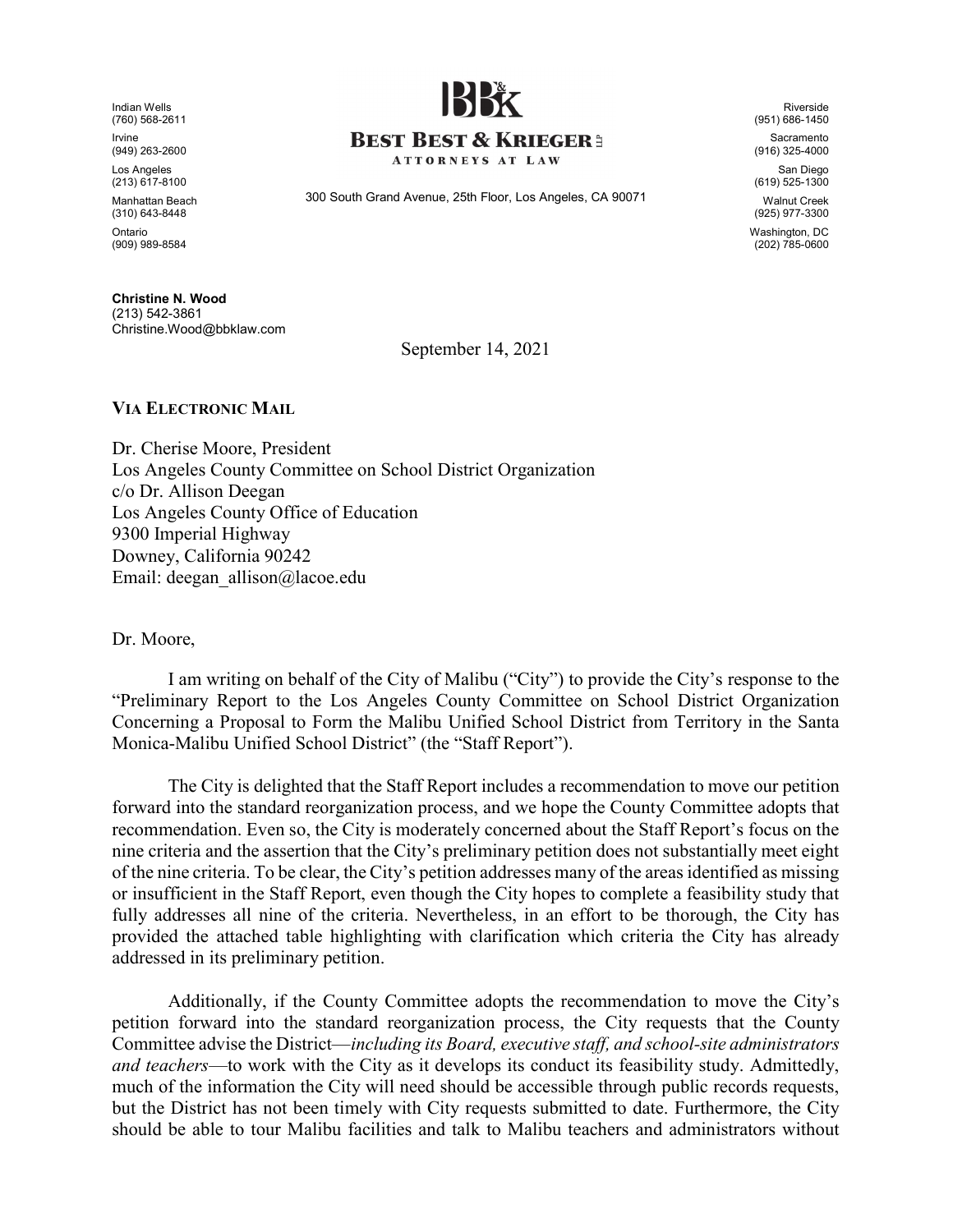Indian Wells
(760) 568-2611

Irvine
(949) 263-2600

Los Angeles
(213) 617-8100

Manhattan Beach
(310) 643-8448

Ontario
(909) 989-8584

**BEST BEST & KRIEGER LLP**
ATTORNEYS AT LAW

300 South Grand Avenue, 25th Floor, Los Angeles, CA 90071

Riverside
(951) 686-1450

Sacramento
(916) 325-4000

San Diego
(619) 525-1300

Walnut Creek
(925) 977-3300

Washington, DC
(202) 785-0600

**Christine N. Wood**
(213) 542-3861
Christine.Wood@bbklaw.com

September 14, 2021

**VIA ELECTRONIC MAIL**

Dr. Cherise Moore, President
Los Angeles County Committee on School District Organization
c/o Dr. Allison Deegan
Los Angeles County Office of Education
9300 Imperial Highway
Downey, California 90242
Email: deegan_allison@lacoe.edu

Dr. Moore,

I am writing on behalf of the City of Malibu ("City") to provide the City's response to the "Preliminary Report to the Los Angeles County Committee on School District Organization Concerning a Proposal to Form the Malibu Unified School District from Territory in the Santa Monica-Malibu Unified School District" (the "Staff Report").

The City is delighted that the Staff Report includes a recommendation to move our petition forward into the standard reorganization process, and we hope the County Committee adopts that recommendation. Even so, the City is moderately concerned about the Staff Report's focus on the nine criteria and the assertion that the City's preliminary petition does not substantially meet eight of the nine criteria. To be clear, the City's petition addresses many of the areas identified as missing or insufficient in the Staff Report, even though the City hopes to complete a feasibility study that fully addresses all nine of the criteria. Nevertheless, in an effort to be thorough, the City has provided the attached table highlighting with clarification which criteria the City has already addressed in its preliminary petition.

Additionally, if the County Committee adopts the recommendation to move the City's petition forward into the standard reorganization process, the City requests that the County Committee advise the District—*including its Board, executive staff, and school-site administrators and teachers*—to work with the City as it develops its conduct its feasibility study. Admittedly, much of the information the City will need should be accessible through public records requests, but the District has not been timely with City requests submitted to date. Furthermore, the City should be able to tour Malibu facilities and talk to Malibu teachers and administrators without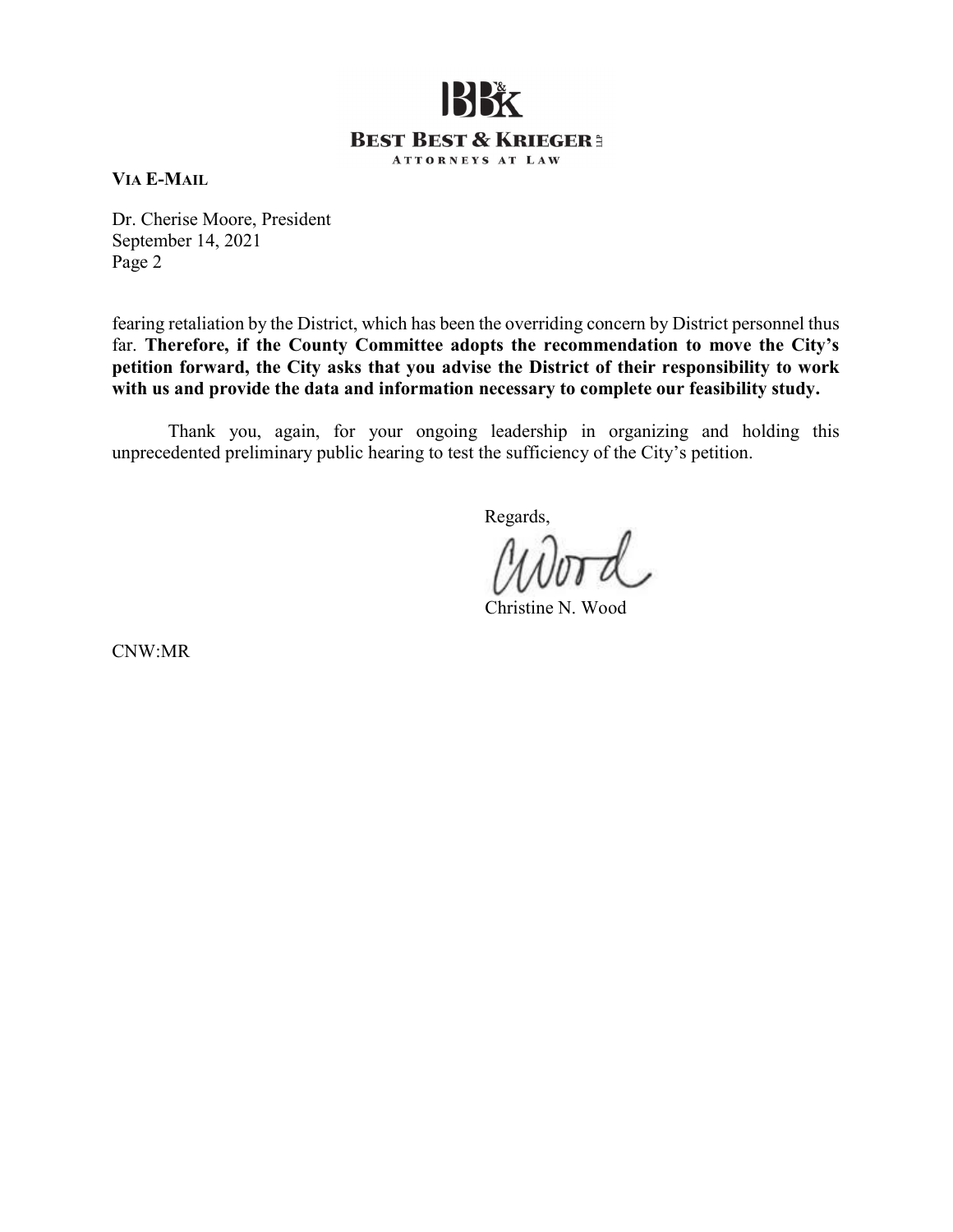**VIA E-MAIL**

Dr. Cherise Moore, President
September 14, 2021
Page 2

fearing retaliation by the District, which has been the overriding concern by District personnel thus far. **Therefore, if the County Committee adopts the recommendation to move the City's petition forward, the City asks that you advise the District of their responsibility to work with us and provide the data and information necessary to complete our feasibility study.**

Thank you, again, for your ongoing leadership in organizing and holding this unprecedented preliminary public hearing to test the sufficiency of the City's petition.

Regards,

CWood

Christine N. Wood

CNW:MR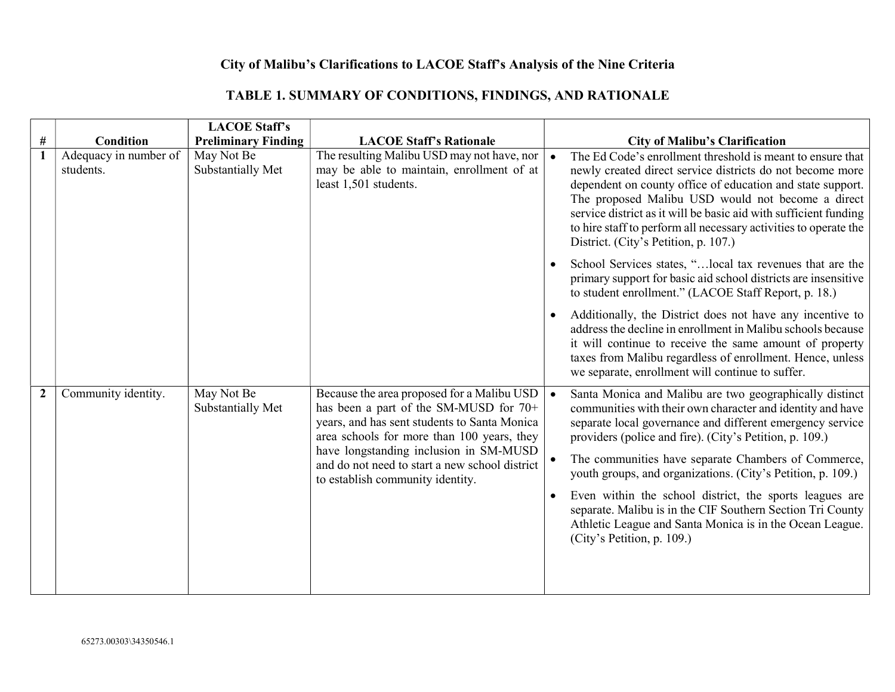### City of Malibu's Clarifications to LACOE Staff's Analysis of the Nine Criteria

### TABLE 1. SUMMARY OF CONDITIONS, FINDINGS, AND RATIONALE

| # | Condition | LACOE Staff's Preliminary Finding | LACOE Staff's Rationale | City of Malibu's Clarification |
|---|---|---|---|---|
| **1** | Adequacy in number of students. | May Not Be Substantially Met | The resulting Malibu USD may not have, nor may be able to maintain, enrollment of at least 1,501 students. | • The Ed Code's enrollment threshold is meant to ensure that newly created direct service districts do not become more dependent on county office of education and state support. The proposed Malibu USD would not become a direct service district as it will be basic aid with sufficient funding to hire staff to perform all necessary activities to operate the District. (City's Petition, p. 107.)<br>• School Services states, "…local tax revenues that are the primary support for basic aid school districts are insensitive to student enrollment." (LACOE Staff Report, p. 18.)<br>• Additionally, the District does not have any incentive to address the decline in enrollment in Malibu schools because it will continue to receive the same amount of property taxes from Malibu regardless of enrollment. Hence, unless we separate, enrollment will continue to suffer. |
| **2** | Community identity. | May Not Be Substantially Met | Because the area proposed for a Malibu USD has been a part of the SM-MUSD for 70+ years, and has sent students to Santa Monica area schools for more than 100 years, they have longstanding inclusion in SM-MUSD and do not need to start a new school district to establish community identity. | • Santa Monica and Malibu are two geographically distinct communities with their own character and identity and have separate local governance and different emergency service providers (police and fire). (City's Petition, p. 109.)<br>• The communities have separate Chambers of Commerce, youth groups, and organizations. (City's Petition, p. 109.)<br>• Even within the school district, the sports leagues are separate. Malibu is in the CIF Southern Section Tri County Athletic League and Santa Monica is in the Ocean League. (City's Petition, p. 109.) |

65273.00303\34350546.1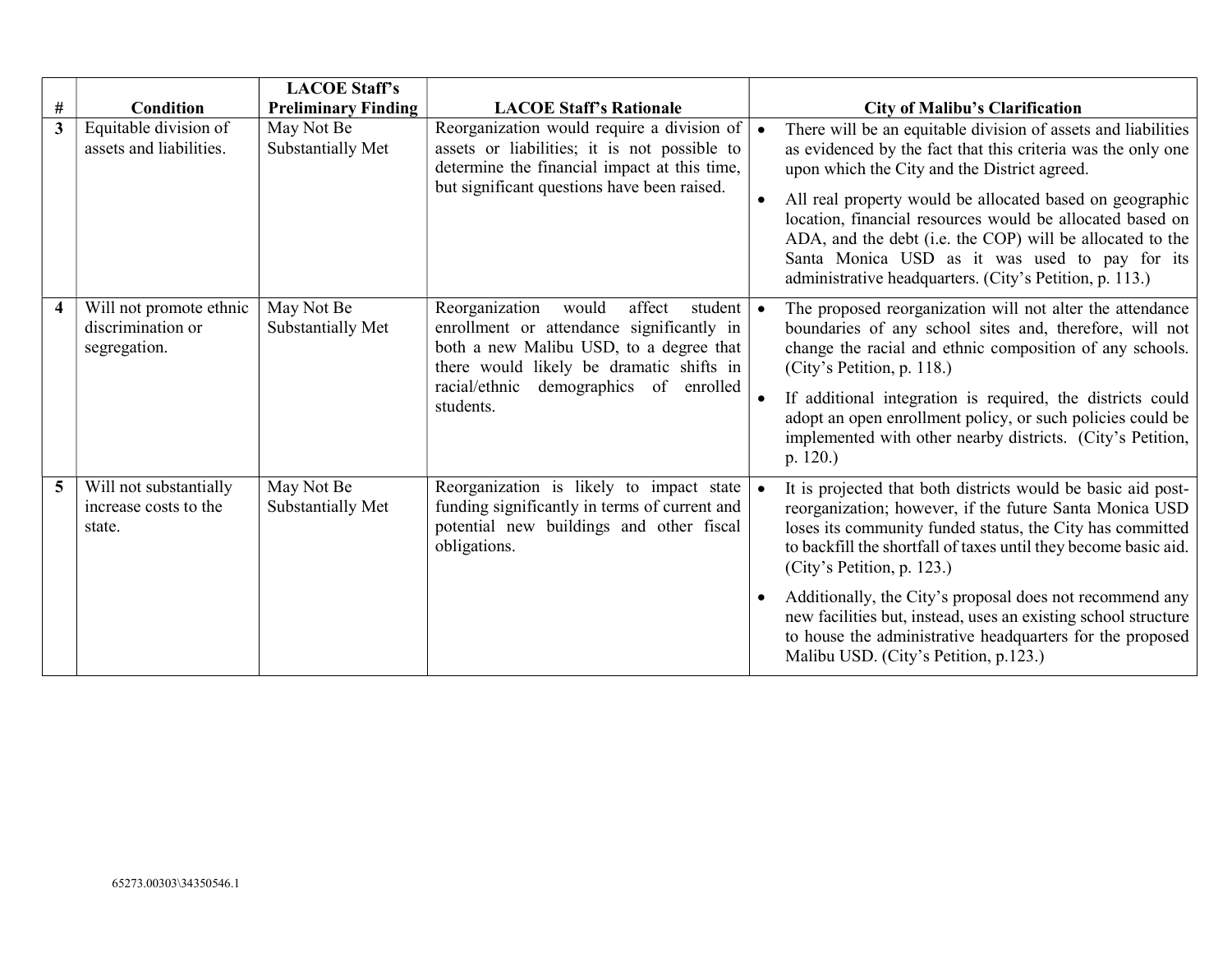| # | Condition | LACOE Staff's Preliminary Finding | LACOE Staff's Rationale | City of Malibu's Clarification |
|---|---|---|---|---|
| 3 | Equitable division of assets and liabilities. | May Not Be Substantially Met | Reorganization would require a division of assets or liabilities; it is not possible to determine the financial impact at this time, but significant questions have been raised. | • There will be an equitable division of assets and liabilities as evidenced by the fact that this criteria was the only one upon which the City and the District agreed.<br>• All real property would be allocated based on geographic location, financial resources would be allocated based on ADA, and the debt (i.e. the COP) will be allocated to the Santa Monica USD as it was used to pay for its administrative headquarters. (City's Petition, p. 113.) |
| 4 | Will not promote ethnic discrimination or segregation. | May Not Be Substantially Met | Reorganization would affect student enrollment or attendance significantly in both a new Malibu USD, to a degree that there would likely be dramatic shifts in racial/ethnic demographics of enrolled students. | • The proposed reorganization will not alter the attendance boundaries of any school sites and, therefore, will not change the racial and ethnic composition of any schools. (City's Petition, p. 118.)<br>• If additional integration is required, the districts could adopt an open enrollment policy, or such policies could be implemented with other nearby districts. (City's Petition, p. 120.) |
| 5 | Will not substantially increase costs to the state. | May Not Be Substantially Met | Reorganization is likely to impact state funding significantly in terms of current and potential new buildings and other fiscal obligations. | • It is projected that both districts would be basic aid post-reorganization; however, if the future Santa Monica USD loses its community funded status, the City has committed to backfill the shortfall of taxes until they become basic aid. (City's Petition, p. 123.)<br>• Additionally, the City's proposal does not recommend any new facilities but, instead, uses an existing school structure to house the administrative headquarters for the proposed Malibu USD. (City's Petition, p.123.) |

65273.00303\34350546.1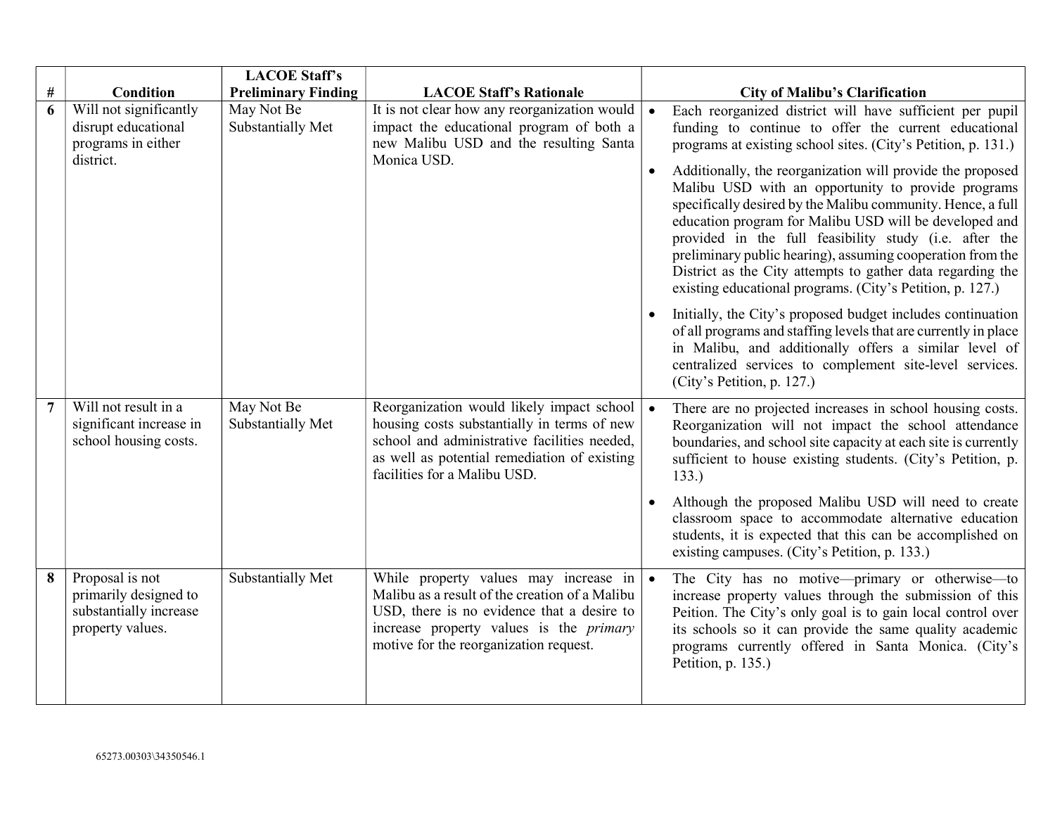| # | Condition | LACOE Staff's Preliminary Finding | LACOE Staff's Rationale | City of Malibu's Clarification |
|---|---|---|---|---|
| **6** | Will not significantly disrupt educational programs in either district. | May Not Be Substantially Met | It is not clear how any reorganization would impact the educational program of both a new Malibu USD and the resulting Santa Monica USD. | • Each reorganized district will have sufficient per pupil funding to continue to offer the current educational programs at existing school sites. (City's Petition, p. 131.)<br><br>• Additionally, the reorganization will provide the proposed Malibu USD with an opportunity to provide programs specifically desired by the Malibu community. Hence, a full education program for Malibu USD will be developed and provided in the full feasibility study (i.e. after the preliminary public hearing), assuming cooperation from the District as the City attempts to gather data regarding the existing educational programs. (City's Petition, p. 127.)<br><br>• Initially, the City's proposed budget includes continuation of all programs and staffing levels that are currently in place in Malibu, and additionally offers a similar level of centralized services to complement site-level services. (City's Petition, p. 127.) |
| **7** | Will not result in a significant increase in school housing costs. | May Not Be Substantially Met | Reorganization would likely impact school housing costs substantially in terms of new school and administrative facilities needed, as well as potential remediation of existing facilities for a Malibu USD. | • There are no projected increases in school housing costs. Reorganization will not impact the school attendance boundaries, and school site capacity at each site is currently sufficient to house existing students. (City's Petition, p. 133.)<br><br>• Although the proposed Malibu USD will need to create classroom space to accommodate alternative education students, it is expected that this can be accomplished on existing campuses. (City's Petition, p. 133.) |
| **8** | Proposal is not primarily designed to substantially increase property values. | Substantially Met | While property values may increase in Malibu as a result of the creation of a Malibu USD, there is no evidence that a desire to increase property values is the *primary* motive for the reorganization request. | • The City has no motive—primary or otherwise—to increase property values through the submission of this Peition. The City's only goal is to gain local control over its schools so it can provide the same quality academic programs currently offered in Santa Monica. (City's Petition, p. 135.) |

65273.00303\34350546.1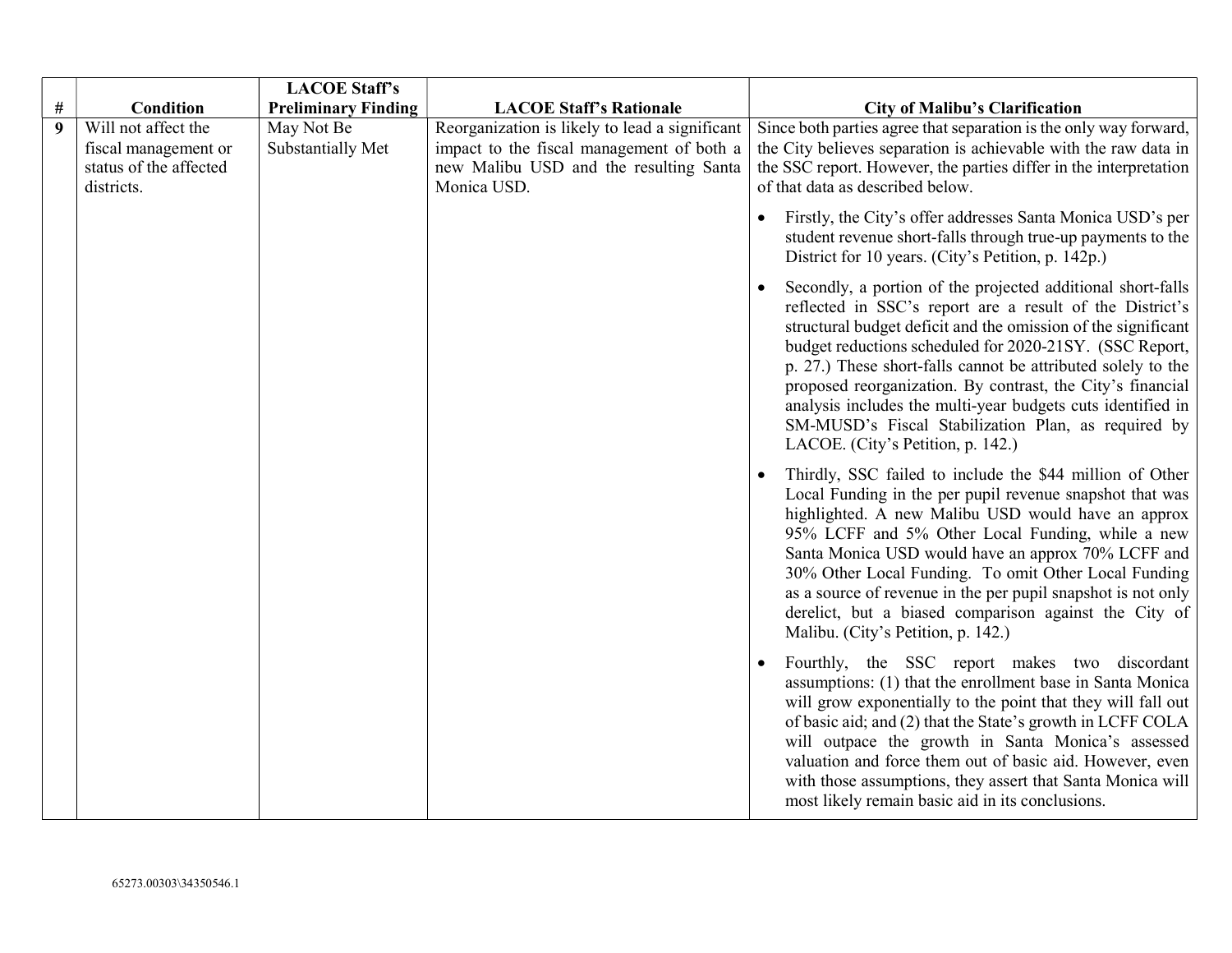| # | Condition | LACOE Staff's Preliminary Finding | LACOE Staff's Rationale | City of Malibu's Clarification |
|---|---|---|---|---|
| 9 | Will not affect the fiscal management or status of the affected districts. | May Not Be Substantially Met | Reorganization is likely to lead a significant impact to the fiscal management of both a new Malibu USD and the resulting Santa Monica USD. | Since both parties agree that separation is the only way forward, the City believes separation is achievable with the raw data in the SSC report. However, the parties differ in the interpretation of that data as described below.<br><br>• Firstly, the City's offer addresses Santa Monica USD's per student revenue short-falls through true-up payments to the District for 10 years. (City's Petition, p. 142p.)<br><br>• Secondly, a portion of the projected additional short-falls reflected in SSC's report are a result of the District's structural budget deficit and the omission of the significant budget reductions scheduled for 2020-21SY. (SSC Report, p. 27.) These short-falls cannot be attributed solely to the proposed reorganization. By contrast, the City's financial analysis includes the multi-year budgets cuts identified in SM-MUSD's Fiscal Stabilization Plan, as required by LACOE. (City's Petition, p. 142.)<br><br>• Thirdly, SSC failed to include the $44 million of Other Local Funding in the per pupil revenue snapshot that was highlighted. A new Malibu USD would have an approx 95% LCFF and 5% Other Local Funding, while a new Santa Monica USD would have an approx 70% LCFF and 30% Other Local Funding. To omit Other Local Funding as a source of revenue in the per pupil snapshot is not only derelict, but a biased comparison against the City of Malibu. (City's Petition, p. 142.)<br><br>• Fourthly, the SSC report makes two discordant assumptions: (1) that the enrollment base in Santa Monica will grow exponentially to the point that they will fall out of basic aid; and (2) that the State's growth in LCFF COLA will outpace the growth in Santa Monica's assessed valuation and force them out of basic aid. However, even with those assumptions, they assert that Santa Monica will most likely remain basic aid in its conclusions. |

65273.00303\34350546.1